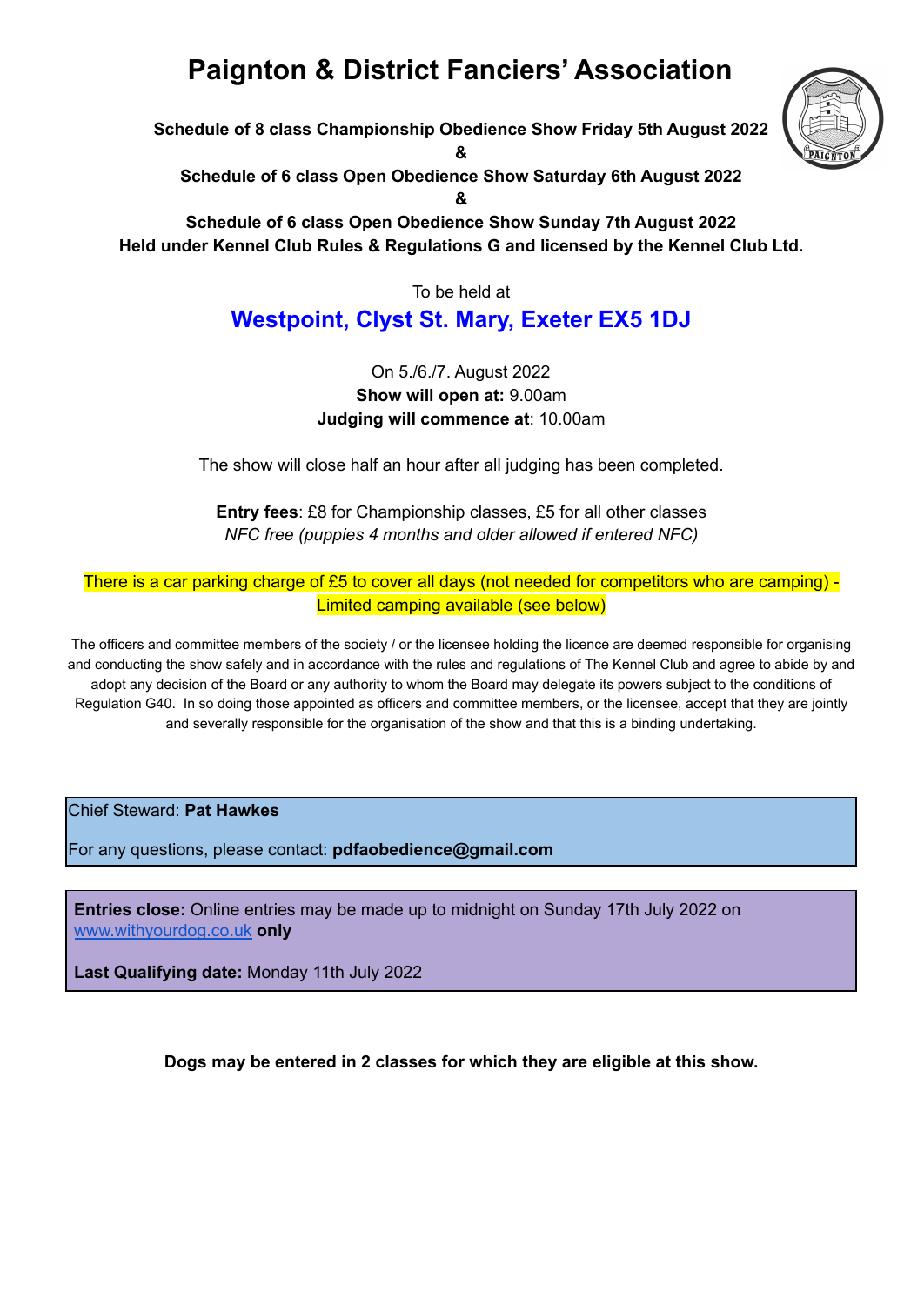# Paignton & District Fanciers' Association

**Schedule of 8 class Championship Obedience Show Friday 5th August 2022**
**&**
**Schedule of 6 class Open Obedience Show Saturday 6th August 2022**
**&**
**Schedule of 6 class Open Obedience Show Sunday 7th August 2022**
**Held under Kennel Club Rules & Regulations G and licensed by the Kennel Club Ltd.**

To be held at

## Westpoint, Clyst St. Mary, Exeter EX5 1DJ

On 5./6./7. August 2022
**Show will open at:** 9.00am
**Judging will commence at**: 10.00am

The show will close half an hour after all judging has been completed.

**Entry fees**: £8 for Championship classes, £5 for all other classes
*NFC free (puppies 4 months and older allowed if entered NFC)*

There is a car parking charge of £5 to cover all days (not needed for competitors who are camping) - Limited camping available (see below)

The officers and committee members of the society / or the licensee holding the licence are deemed responsible for organising and conducting the show safely and in accordance with the rules and regulations of The Kennel Club and agree to abide by and adopt any decision of the Board or any authority to whom the Board may delegate its powers subject to the conditions of Regulation G40. In so doing those appointed as officers and committee members, or the licensee, accept that they are jointly and severally responsible for the organisation of the show and that this is a binding undertaking.

Chief Steward: **Pat Hawkes**

For any questions, please contact: **pdfaobedience@gmail.com**

**Entries close:** Online entries may be made up to midnight on Sunday 17th July 2022 on www.withyourdog.co.uk **only**

**Last Qualifying date:** Monday 11th July 2022

**Dogs may be entered in 2 classes for which they are eligible at this show.**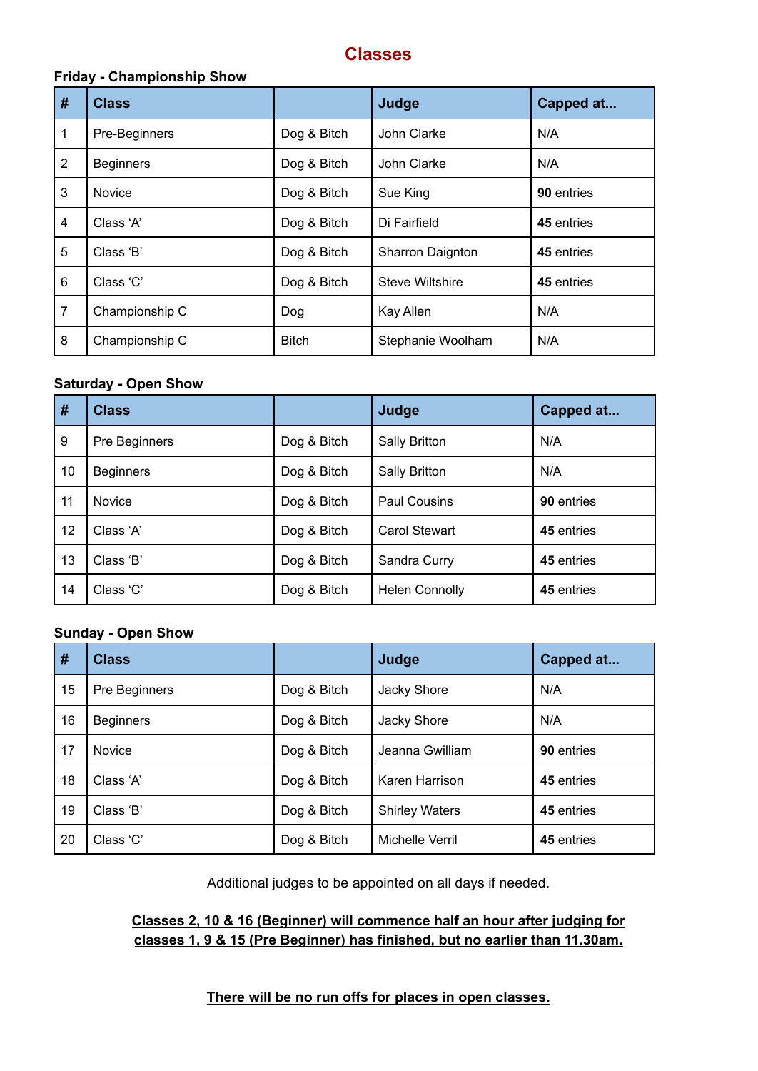# Classes

**Friday - Championship Show**

| # | Class | | Judge | Capped at... |
|---|---|---|---|---|
| 1 | Pre-Beginners | Dog & Bitch | John Clarke | N/A |
| 2 | Beginners | Dog & Bitch | John Clarke | N/A |
| 3 | Novice | Dog & Bitch | Sue King | **90** entries |
| 4 | Class 'A' | Dog & Bitch | Di Fairfield | **45** entries |
| 5 | Class 'B' | Dog & Bitch | Sharron Daignton | **45** entries |
| 6 | Class 'C' | Dog & Bitch | Steve Wiltshire | **45** entries |
| 7 | Championship C | Dog | Kay Allen | N/A |
| 8 | Championship C | Bitch | Stephanie Woolham | N/A |

**Saturday - Open Show**

| # | Class | | Judge | Capped at... |
|---|---|---|---|---|
| 9 | Pre Beginners | Dog & Bitch | Sally Britton | N/A |
| 10 | Beginners | Dog & Bitch | Sally Britton | N/A |
| 11 | Novice | Dog & Bitch | Paul Cousins | **90** entries |
| 12 | Class 'A' | Dog & Bitch | Carol Stewart | **45** entries |
| 13 | Class 'B' | Dog & Bitch | Sandra Curry | **45** entries |
| 14 | Class 'C' | Dog & Bitch | Helen Connolly | **45** entries |

**Sunday - Open Show**

| # | Class | | Judge | Capped at... |
|---|---|---|---|---|
| 15 | Pre Beginners | Dog & Bitch | Jacky Shore | N/A |
| 16 | Beginners | Dog & Bitch | Jacky Shore | N/A |
| 17 | Novice | Dog & Bitch | Jeanna Gwilliam | **90** entries |
| 18 | Class 'A' | Dog & Bitch | Karen Harrison | **45** entries |
| 19 | Class 'B' | Dog & Bitch | Shirley Waters | **45** entries |
| 20 | Class 'C' | Dog & Bitch | Michelle Verril | **45** entries |

Additional judges to be appointed on all days if needed.

**Classes 2, 10 & 16 (Beginner) will commence half an hour after judging for classes 1, 9 & 15 (Pre Beginner) has finished, but no earlier than 11.30am.**

**There will be no run offs for places in open classes.**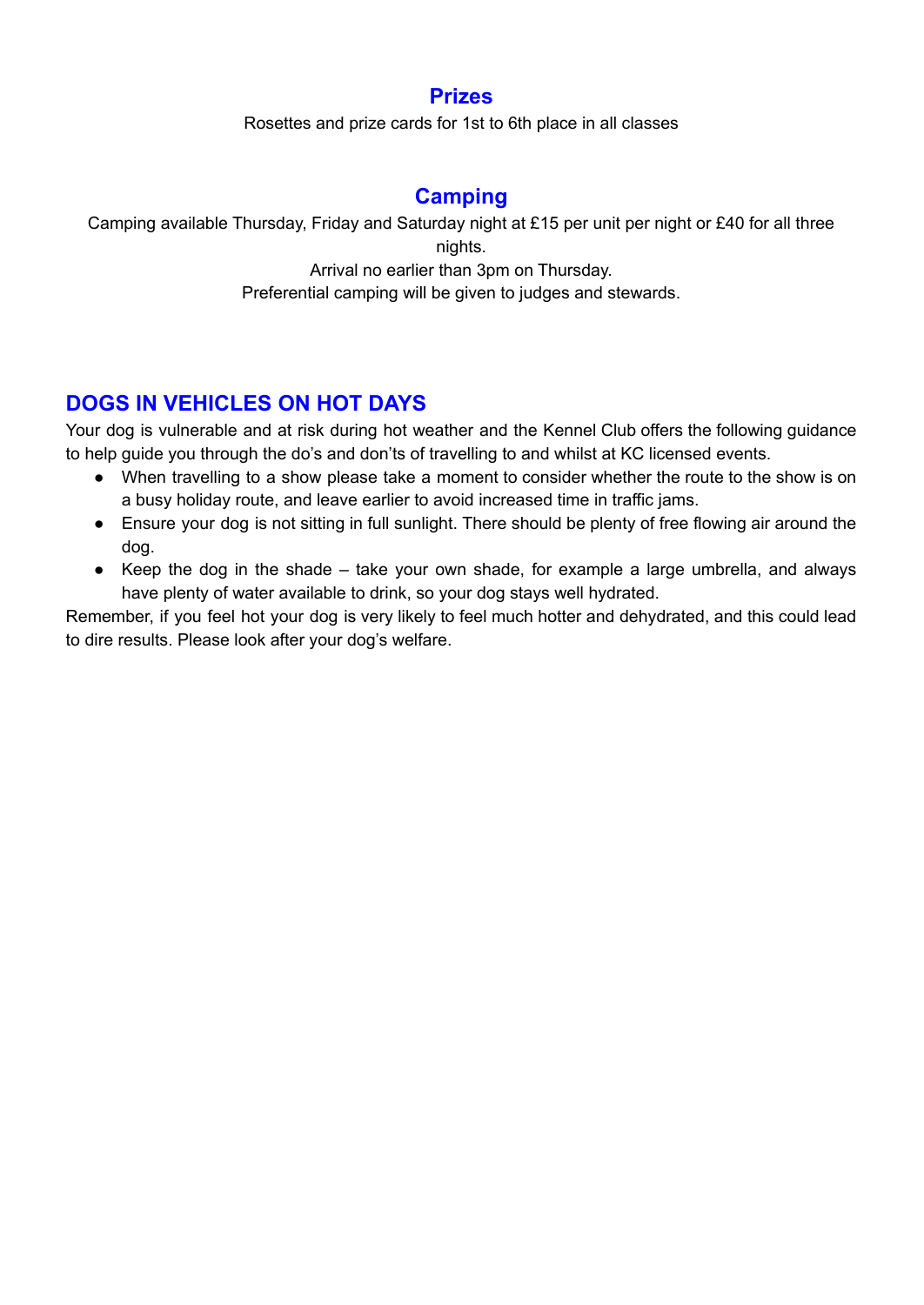## Prizes

Rosettes and prize cards for 1st to 6th place in all classes

## Camping

Camping available Thursday, Friday and Saturday night at £15 per unit per night or £40 for all three nights.

Arrival no earlier than 3pm on Thursday.

Preferential camping will be given to judges and stewards.

## DOGS IN VEHICLES ON HOT DAYS

Your dog is vulnerable and at risk during hot weather and the Kennel Club offers the following guidance to help guide you through the do's and don'ts of travelling to and whilst at KC licensed events.

- When travelling to a show please take a moment to consider whether the route to the show is on a busy holiday route, and leave earlier to avoid increased time in traffic jams.
- Ensure your dog is not sitting in full sunlight. There should be plenty of free flowing air around the dog.
- Keep the dog in the shade – take your own shade, for example a large umbrella, and always have plenty of water available to drink, so your dog stays well hydrated.

Remember, if you feel hot your dog is very likely to feel much hotter and dehydrated, and this could lead to dire results. Please look after your dog's welfare.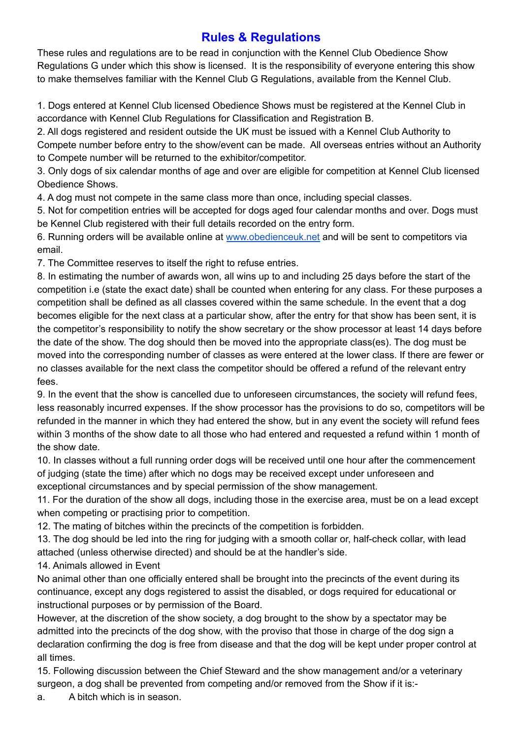# Rules & Regulations

These rules and regulations are to be read in conjunction with the Kennel Club Obedience Show Regulations G under which this show is licensed. It is the responsibility of everyone entering this show to make themselves familiar with the Kennel Club G Regulations, available from the Kennel Club.

1. Dogs entered at Kennel Club licensed Obedience Shows must be registered at the Kennel Club in accordance with Kennel Club Regulations for Classification and Registration B.
2. All dogs registered and resident outside the UK must be issued with a Kennel Club Authority to Compete number before entry to the show/event can be made. All overseas entries without an Authority to Compete number will be returned to the exhibitor/competitor.
3. Only dogs of six calendar months of age and over are eligible for competition at Kennel Club licensed Obedience Shows.
4. A dog must not compete in the same class more than once, including special classes.
5. Not for competition entries will be accepted for dogs aged four calendar months and over. Dogs must be Kennel Club registered with their full details recorded on the entry form.
6. Running orders will be available online at [www.obedienceuk.net](www.obedienceuk.net) and will be sent to competitors via email.
7. The Committee reserves to itself the right to refuse entries.
8. In estimating the number of awards won, all wins up to and including 25 days before the start of the competition i.e (state the exact date) shall be counted when entering for any class. For these purposes a competition shall be defined as all classes covered within the same schedule. In the event that a dog becomes eligible for the next class at a particular show, after the entry for that show has been sent, it is the competitor's responsibility to notify the show secretary or the show processor at least 14 days before the date of the show. The dog should then be moved into the appropriate class(es). The dog must be moved into the corresponding number of classes as were entered at the lower class. If there are fewer or no classes available for the next class the competitor should be offered a refund of the relevant entry fees.
9. In the event that the show is cancelled due to unforeseen circumstances, the society will refund fees, less reasonably incurred expenses. If the show processor has the provisions to do so, competitors will be refunded in the manner in which they had entered the show, but in any event the society will refund fees within 3 months of the show date to all those who had entered and requested a refund within 1 month of the show date.
10. In classes without a full running order dogs will be received until one hour after the commencement of judging (state the time) after which no dogs may be received except under unforeseen and exceptional circumstances and by special permission of the show management.
11. For the duration of the show all dogs, including those in the exercise area, must be on a lead except when competing or practising prior to competition.
12. The mating of bitches within the precincts of the competition is forbidden.
13. The dog should be led into the ring for judging with a smooth collar or, half-check collar, with lead attached (unless otherwise directed) and should be at the handler's side.
14. Animals allowed in Event

No animal other than one officially entered shall be brought into the precincts of the event during its continuance, except any dogs registered to assist the disabled, or dogs required for educational or instructional purposes or by permission of the Board.

However, at the discretion of the show society, a dog brought to the show by a spectator may be admitted into the precincts of the dog show, with the proviso that those in charge of the dog sign a declaration confirming the dog is free from disease and that the dog will be kept under proper control at all times.

15. Following discussion between the Chief Steward and the show management and/or a veterinary surgeon, a dog shall be prevented from competing and/or removed from the Show if it is:-

a. A bitch which is in season.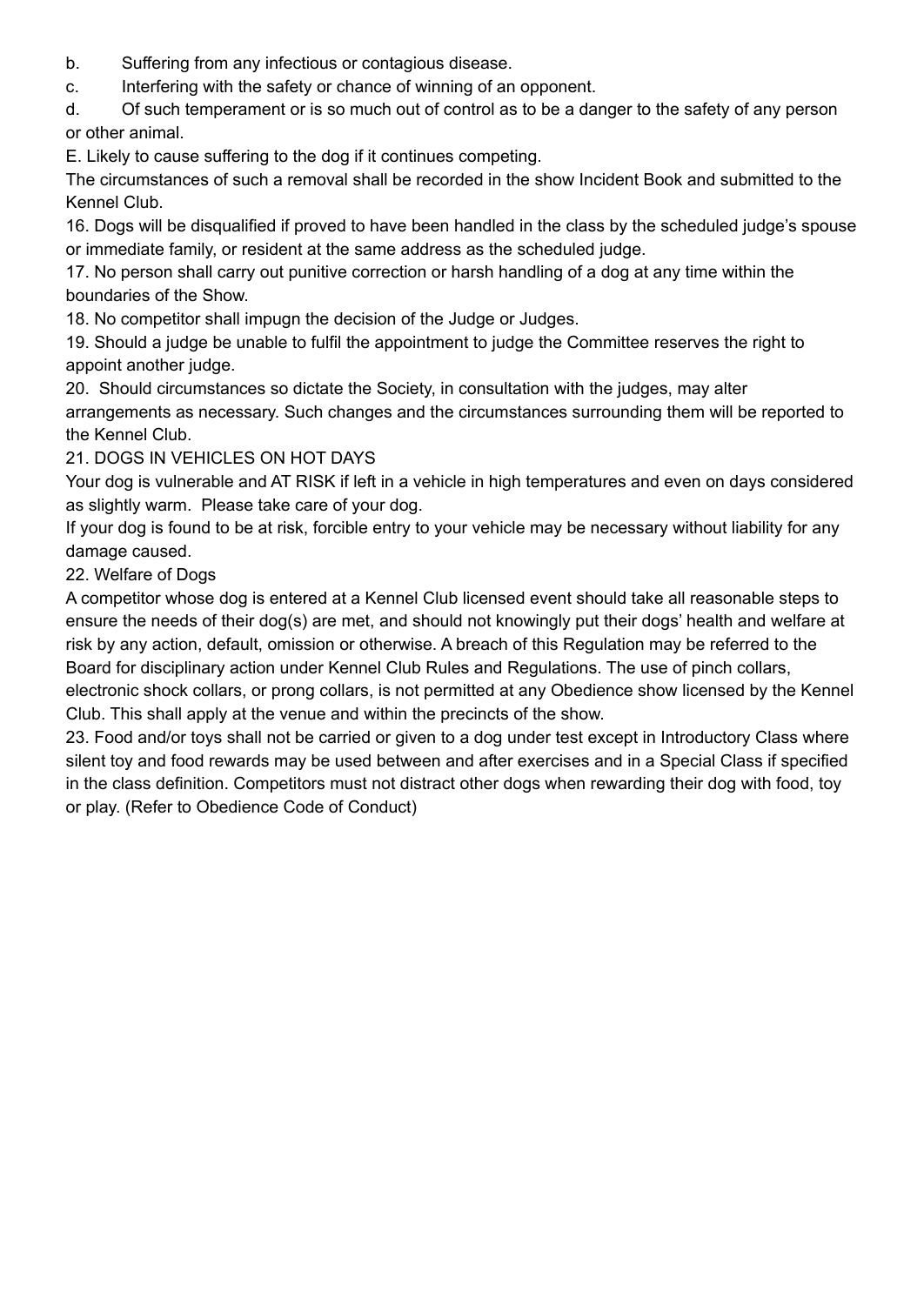b. Suffering from any infectious or contagious disease.

c. Interfering with the safety or chance of winning of an opponent.

d. Of such temperament or is so much out of control as to be a danger to the safety of any person or other animal.

E. Likely to cause suffering to the dog if it continues competing.

The circumstances of such a removal shall be recorded in the show Incident Book and submitted to the Kennel Club.

16. Dogs will be disqualified if proved to have been handled in the class by the scheduled judge's spouse or immediate family, or resident at the same address as the scheduled judge.

17. No person shall carry out punitive correction or harsh handling of a dog at any time within the boundaries of the Show.

18. No competitor shall impugn the decision of the Judge or Judges.

19. Should a judge be unable to fulfil the appointment to judge the Committee reserves the right to appoint another judge.

20. Should circumstances so dictate the Society, in consultation with the judges, may alter arrangements as necessary. Such changes and the circumstances surrounding them will be reported to the Kennel Club.

21. DOGS IN VEHICLES ON HOT DAYS

Your dog is vulnerable and AT RISK if left in a vehicle in high temperatures and even on days considered as slightly warm. Please take care of your dog.

If your dog is found to be at risk, forcible entry to your vehicle may be necessary without liability for any damage caused.

22. Welfare of Dogs

A competitor whose dog is entered at a Kennel Club licensed event should take all reasonable steps to ensure the needs of their dog(s) are met, and should not knowingly put their dogs' health and welfare at risk by any action, default, omission or otherwise. A breach of this Regulation may be referred to the Board for disciplinary action under Kennel Club Rules and Regulations. The use of pinch collars, electronic shock collars, or prong collars, is not permitted at any Obedience show licensed by the Kennel Club. This shall apply at the venue and within the precincts of the show.

23. Food and/or toys shall not be carried or given to a dog under test except in Introductory Class where silent toy and food rewards may be used between and after exercises and in a Special Class if specified in the class definition. Competitors must not distract other dogs when rewarding their dog with food, toy or play. (Refer to Obedience Code of Conduct)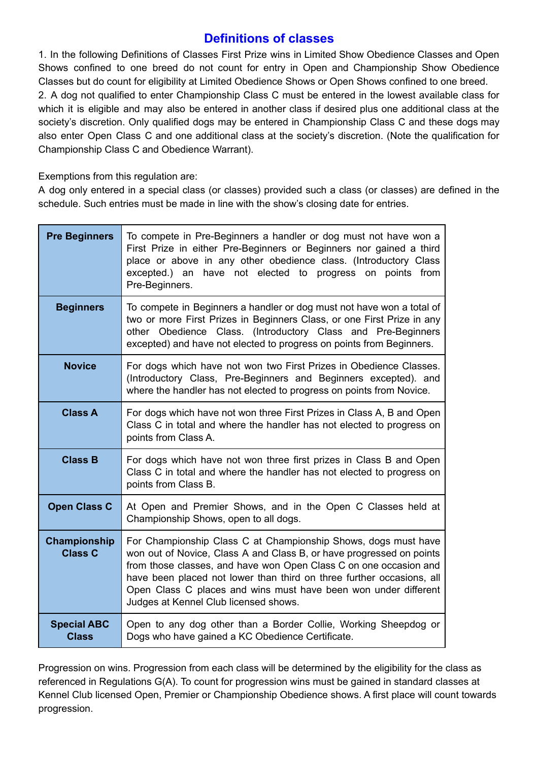# Definitions of classes

1. In the following Definitions of Classes First Prize wins in Limited Show Obedience Classes and Open Shows confined to one breed do not count for entry in Open and Championship Show Obedience Classes but do count for eligibility at Limited Obedience Shows or Open Shows confined to one breed.
2. A dog not qualified to enter Championship Class C must be entered in the lowest available class for which it is eligible and may also be entered in another class if desired plus one additional class at the society's discretion. Only qualified dogs may be entered in Championship Class C and these dogs may also enter Open Class C and one additional class at the society's discretion. (Note the qualification for Championship Class C and Obedience Warrant).

Exemptions from this regulation are:
A dog only entered in a special class (or classes) provided such a class (or classes) are defined in the schedule. Such entries must be made in line with the show's closing date for entries.

| Class | Definition |
|---|---|
| **Pre Beginners** | To compete in Pre-Beginners a handler or dog must not have won a First Prize in either Pre-Beginners or Beginners nor gained a third place or above in any other obedience class. (Introductory Class excepted.) an have not elected to progress on points from Pre-Beginners. |
| **Beginners** | To compete in Beginners a handler or dog must not have won a total of two or more First Prizes in Beginners Class, or one First Prize in any other Obedience Class. (Introductory Class and Pre-Beginners excepted) and have not elected to progress on points from Beginners. |
| **Novice** | For dogs which have not won two First Prizes in Obedience Classes. (Introductory Class, Pre-Beginners and Beginners excepted). and where the handler has not elected to progress on points from Novice. |
| **Class A** | For dogs which have not won three First Prizes in Class A, B and Open Class C in total and where the handler has not elected to progress on points from Class A. |
| **Class B** | For dogs which have not won three first prizes in Class B and Open Class C in total and where the handler has not elected to progress on points from Class B. |
| **Open Class C** | At Open and Premier Shows, and in the Open C Classes held at Championship Shows, open to all dogs. |
| **Championship Class C** | For Championship Class C at Championship Shows, dogs must have won out of Novice, Class A and Class B, or have progressed on points from those classes, and have won Open Class C on one occasion and have been placed not lower than third on three further occasions, all Open Class C places and wins must have been won under different Judges at Kennel Club licensed shows. |
| **Special ABC Class** | Open to any dog other than a Border Collie, Working Sheepdog or Dogs who have gained a KC Obedience Certificate. |

Progression on wins. Progression from each class will be determined by the eligibility for the class as referenced in Regulations G(A). To count for progression wins must be gained in standard classes at Kennel Club licensed Open, Premier or Championship Obedience shows. A first place will count towards progression.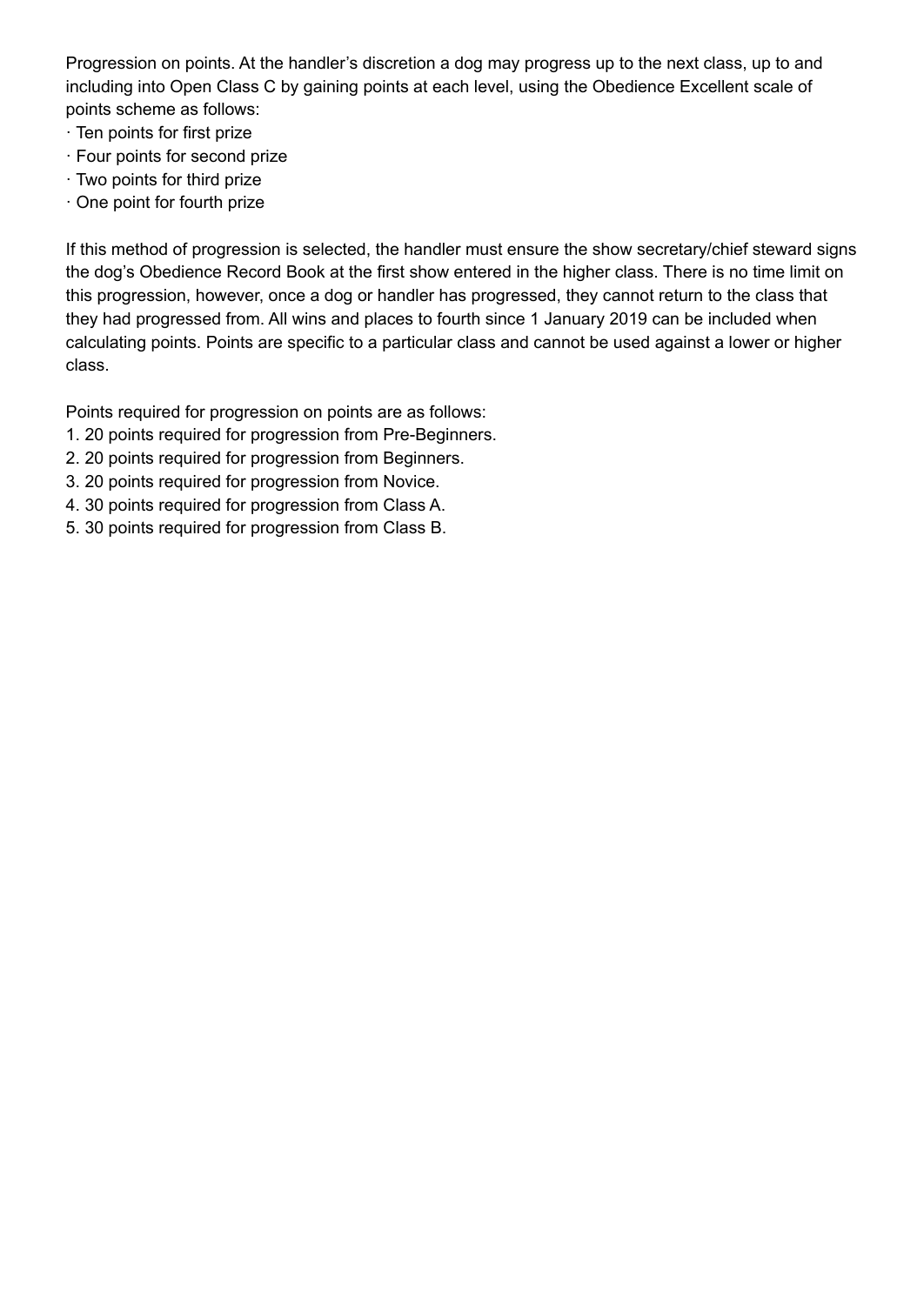Progression on points. At the handler's discretion a dog may progress up to the next class, up to and including into Open Class C by gaining points at each level, using the Obedience Excellent scale of points scheme as follows:

- Ten points for first prize
- Four points for second prize
- Two points for third prize
- One point for fourth prize

If this method of progression is selected, the handler must ensure the show secretary/chief steward signs the dog's Obedience Record Book at the first show entered in the higher class. There is no time limit on this progression, however, once a dog or handler has progressed, they cannot return to the class that they had progressed from. All wins and places to fourth since 1 January 2019 can be included when calculating points. Points are specific to a particular class and cannot be used against a lower or higher class.

Points required for progression on points are as follows:

1. 20 points required for progression from Pre-Beginners.
2. 20 points required for progression from Beginners.
3. 20 points required for progression from Novice.
4. 30 points required for progression from Class A.
5. 30 points required for progression from Class B.